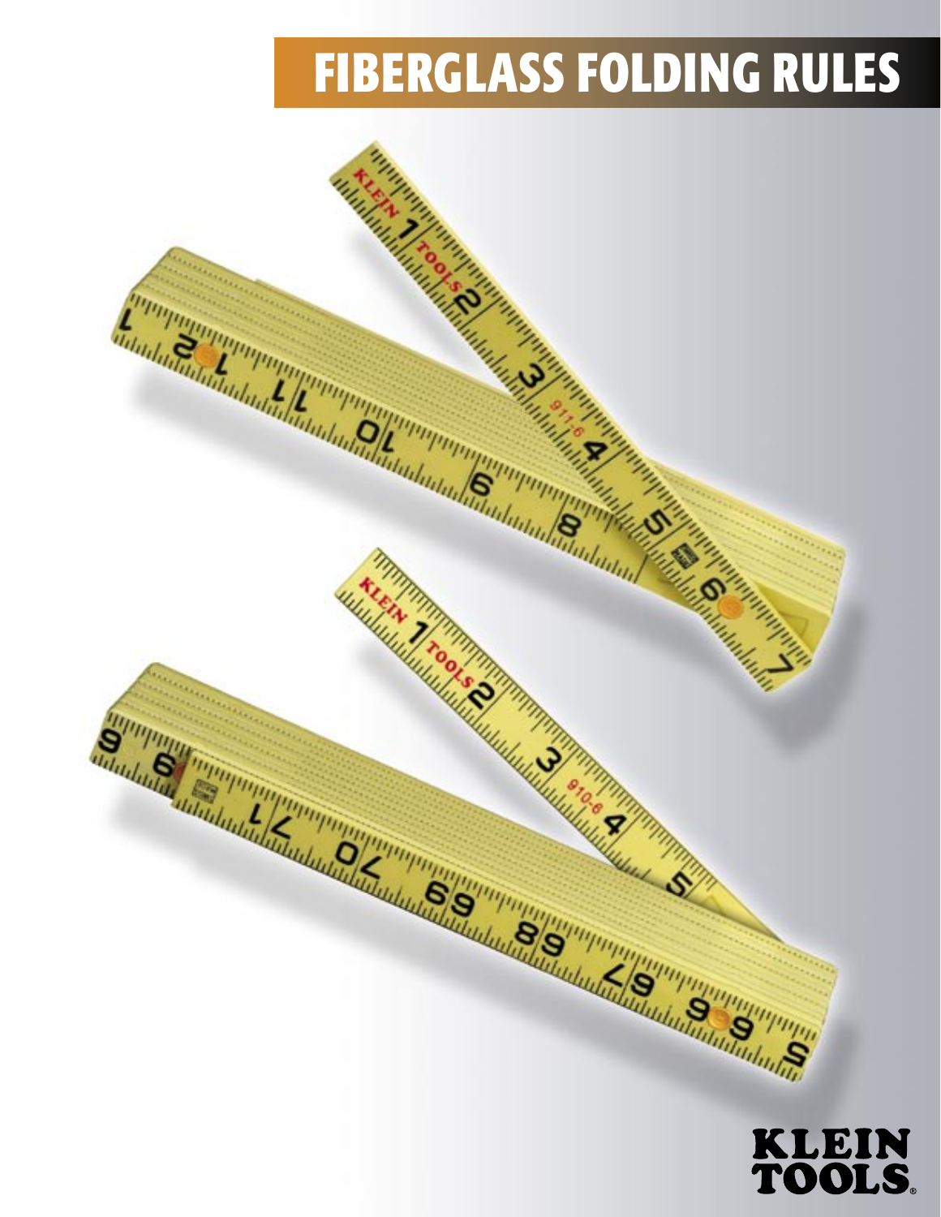# FIBERGLASS FOLDING RULES

KLEIN TOOLS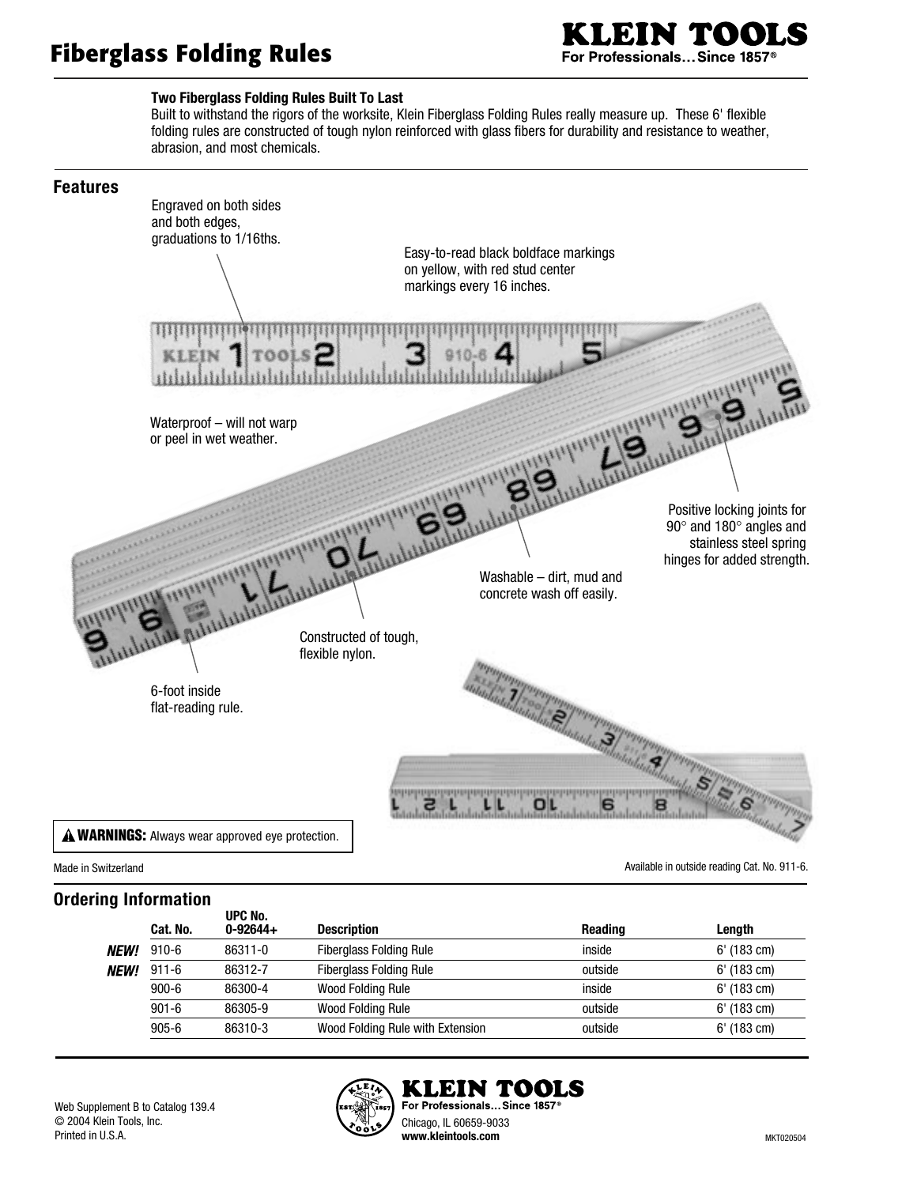# Fiberglass Folding Rules

**KLEIN TOOLS**
For Professionals… Since 1857®

**Two Fiberglass Folding Rules Built To Last**

Built to withstand the rigors of the worksite, Klein Fiberglass Folding Rules really measure up. These 6' flexible folding rules are constructed of tough nylon reinforced with glass fibers for durability and resistance to weather, abrasion, and most chemicals.

## Features

Engraved on both sides and both edges, graduations to 1/16ths.

Easy-to-read black boldface markings on yellow, with red stud center markings every 16 inches.

Waterproof – will not warp or peel in wet weather.

Positive locking joints for 90° and 180° angles and stainless steel spring hinges for added strength.

Washable – dirt, mud and concrete wash off easily.

Constructed of tough, flexible nylon.

6-foot inside flat-reading rule.

**⚠ WARNINGS:** Always wear approved eye protection.

Made in Switzerland

Available in outside reading Cat. No. 911-6.

## Ordering Information

| | Cat. No. | UPC No. 0-92644+ | Description | Reading | Length |
|---|---|---|---|---|---|
| ***NEW!*** | 910-6 | 86311-0 | Fiberglass Folding Rule | inside | 6' (183 cm) |
| ***NEW!*** | 911-6 | 86312-7 | Fiberglass Folding Rule | outside | 6' (183 cm) |
| | 900-6 | 86300-4 | Wood Folding Rule | inside | 6' (183 cm) |
| | 901-6 | 86305-9 | Wood Folding Rule | outside | 6' (183 cm) |
| | 905-6 | 86310-3 | Wood Folding Rule with Extension | outside | 6' (183 cm) |

Web Supplement B to Catalog 139.4
© 2004 Klein Tools, Inc.
Printed in U.S.A.

**KLEIN TOOLS**
For Professionals… Since 1857®
Chicago, IL 60659-9033
**www.kleintools.com**

MKT020504